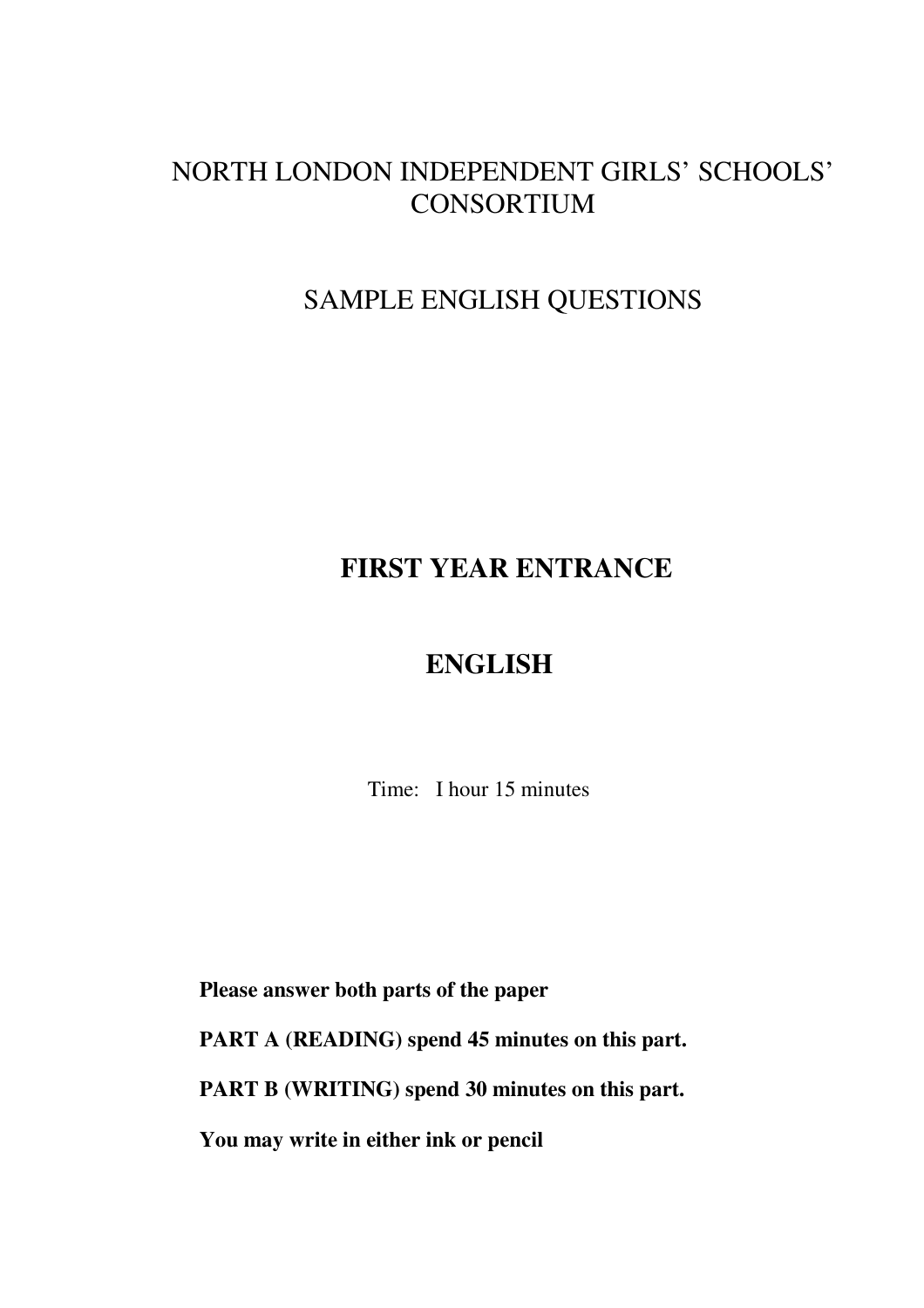# NORTH LONDON INDEPENDENT GIRLS' SCHOOLS' CONSORTIUM

## SAMPLE ENGLISH QUESTIONS

# FIRST YEAR ENTRANCE

# ENGLISH

Time: I hour 15 minutes

**Please answer both parts of the paper**

**PART A (READING) spend 45 minutes on this part.**

**PART B (WRITING) spend 30 minutes on this part.**

**You may write in either ink or pencil**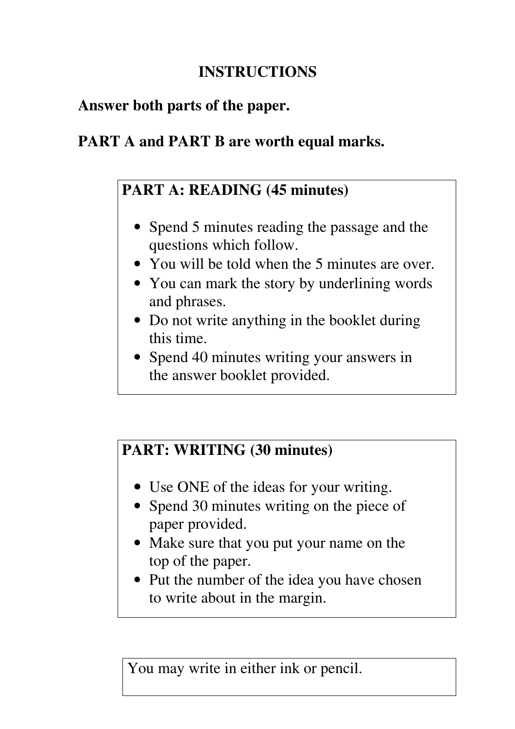# INSTRUCTIONS

**Answer both parts of the paper.**

**PART A and PART B are worth equal marks.**

**PART A: READING (45 minutes)**

- Spend 5 minutes reading the passage and the questions which follow.
- You will be told when the 5 minutes are over.
- You can mark the story by underlining words and phrases.
- Do not write anything in the booklet during this time.
- Spend 40 minutes writing your answers in the answer booklet provided.

**PART: WRITING (30 minutes)**

- Use ONE of the ideas for your writing.
- Spend 30 minutes writing on the piece of paper provided.
- Make sure that you put your name on the top of the paper.
- Put the number of the idea you have chosen to write about in the margin.

You may write in either ink or pencil.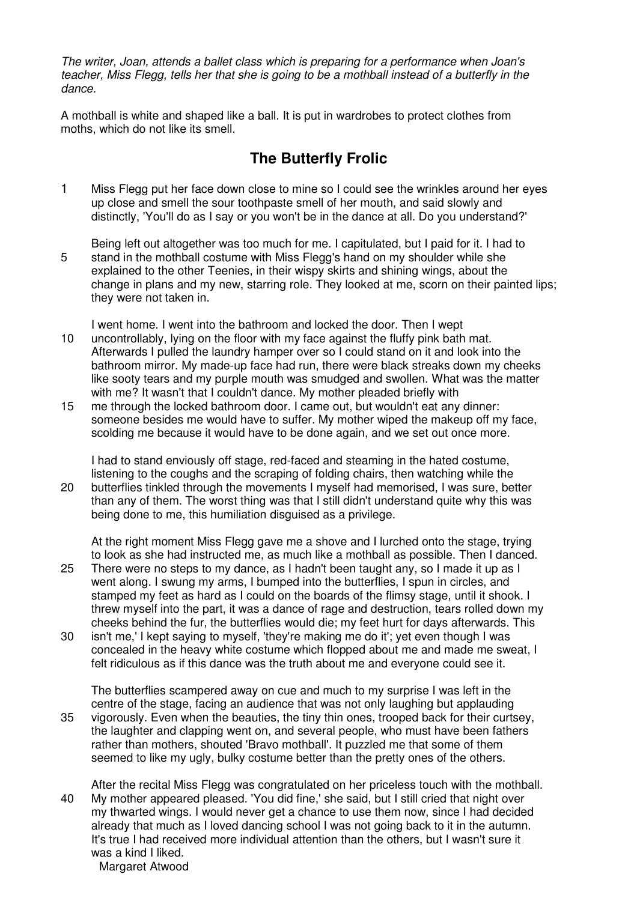*The writer, Joan, attends a ballet class which is preparing for a performance when Joan's teacher, Miss Flegg, tells her that she is going to be a mothball instead of a butterfly in the dance.*

A mothball is white and shaped like a ball. It is put in wardrobes to protect clothes from moths, which do not like its smell.

## The Butterfly Frolic

1 Miss Flegg put her face down close to mine so I could see the wrinkles around her eyes up close and smell the sour toothpaste smell of her mouth, and said slowly and distinctly, 'You'll do as I say or you won't be in the dance at all. Do you understand?'

Being left out altogether was too much for me. I capitulated, but I paid for it. I had to
5 stand in the mothball costume with Miss Flegg's hand on my shoulder while she explained to the other Teenies, in their wispy skirts and shining wings, about the change in plans and my new, starring role. They looked at me, scorn on their painted lips; they were not taken in.

I went home. I went into the bathroom and locked the door. Then I wept
10 uncontrollably, lying on the floor with my face against the fluffy pink bath mat. Afterwards I pulled the laundry hamper over so I could stand on it and look into the bathroom mirror. My made-up face had run, there were black streaks down my cheeks like sooty tears and my purple mouth was smudged and swollen. What was the matter with me? It wasn't that I couldn't dance. My mother pleaded briefly with
15 me through the locked bathroom door. I came out, but wouldn't eat any dinner: someone besides me would have to suffer. My mother wiped the makeup off my face, scolding me because it would have to be done again, and we set out once more.

I had to stand enviously off stage, red-faced and steaming in the hated costume, listening to the coughs and the scraping of folding chairs, then watching while the
20 butterflies tinkled through the movements I myself had memorised, I was sure, better than any of them. The worst thing was that I still didn't understand quite why this was being done to me, this humiliation disguised as a privilege.

At the right moment Miss Flegg gave me a shove and I lurched onto the stage, trying to look as she had instructed me, as much like a mothball as possible. Then I danced.
25 There were no steps to my dance, as I hadn't been taught any, so I made it up as I went along. I swung my arms, I bumped into the butterflies, I spun in circles, and stamped my feet as hard as I could on the boards of the flimsy stage, until it shook. I threw myself into the part, it was a dance of rage and destruction, tears rolled down my cheeks behind the fur, the butterflies would die; my feet hurt for days afterwards. This
30 isn't me,' I kept saying to myself, 'they're making me do it'; yet even though I was concealed in the heavy white costume which flopped about me and made me sweat, I felt ridiculous as if this dance was the truth about me and everyone could see it.

The butterflies scampered away on cue and much to my surprise I was left in the centre of the stage, facing an audience that was not only laughing but applauding
35 vigorously. Even when the beauties, the tiny thin ones, trooped back for their curtsey, the laughter and clapping went on, and several people, who must have been fathers rather than mothers, shouted 'Bravo mothball'. It puzzled me that some of them seemed to like my ugly, bulky costume better than the pretty ones of the others.

After the recital Miss Flegg was congratulated on her priceless touch with the mothball.
40 My mother appeared pleased. 'You did fine,' she said, but I still cried that night over my thwarted wings. I would never get a chance to use them now, since I had decided already that much as I loved dancing school I was not going back to it in the autumn. It's true I had received more individual attention than the others, but I wasn't sure it was a kind I liked.

Margaret Atwood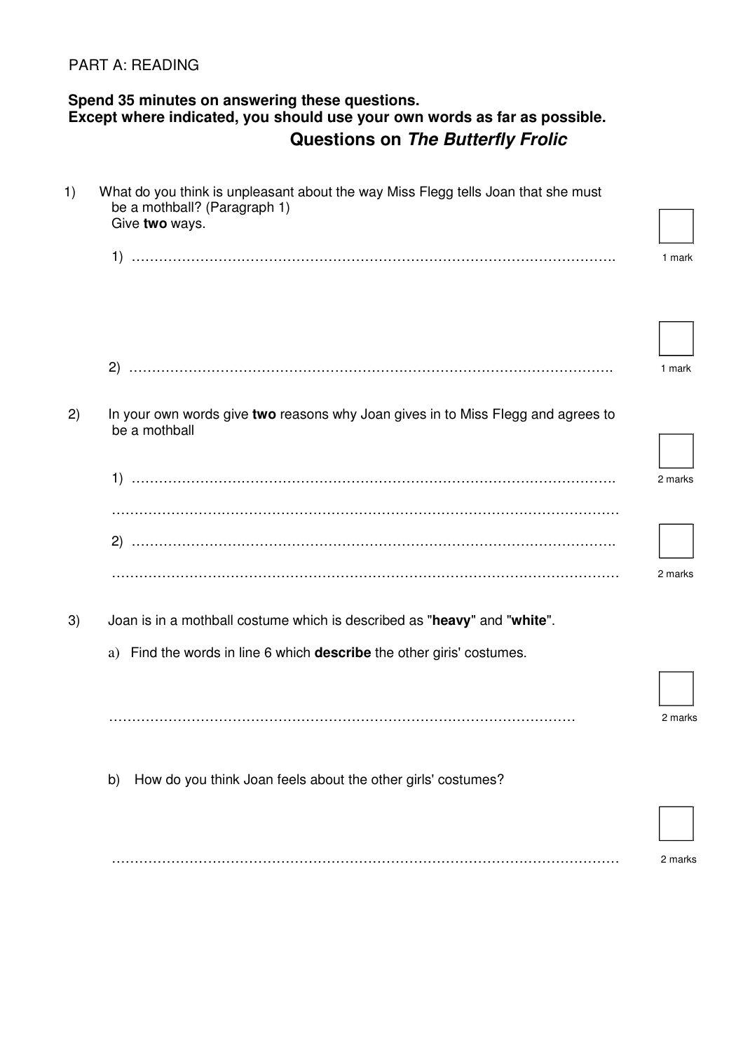PART A: READING

**Spend 35 minutes on answering these questions.**
**Except where indicated, you should use your own words as far as possible.**

## Questions on *The Butterfly Frolic*

1) What do you think is unpleasant about the way Miss Flegg tells Joan that she must be a mothball? (Paragraph 1)
Give **two** ways.

1) ………………………………………………………………………………………… — 1 mark

2) ………………………………………………………………………………………… — 1 mark

2) In your own words give **two** reasons why Joan gives in to Miss Flegg and agrees to be a mothball

1) …………………………………………………………………………………………
…………………………………………………………………………………………… — 2 marks

2) …………………………………………………………………………………………
…………………………………………………………………………………………… — 2 marks

3) Joan is in a mothball costume which is described as "**heavy**" and "**white**".

a) Find the words in line 6 which **describe** the other giris' costumes.

…………………………………………………………………………………………… — 2 marks

b) How do you think Joan feels about the other girls' costumes?

…………………………………………………………………………………………… — 2 marks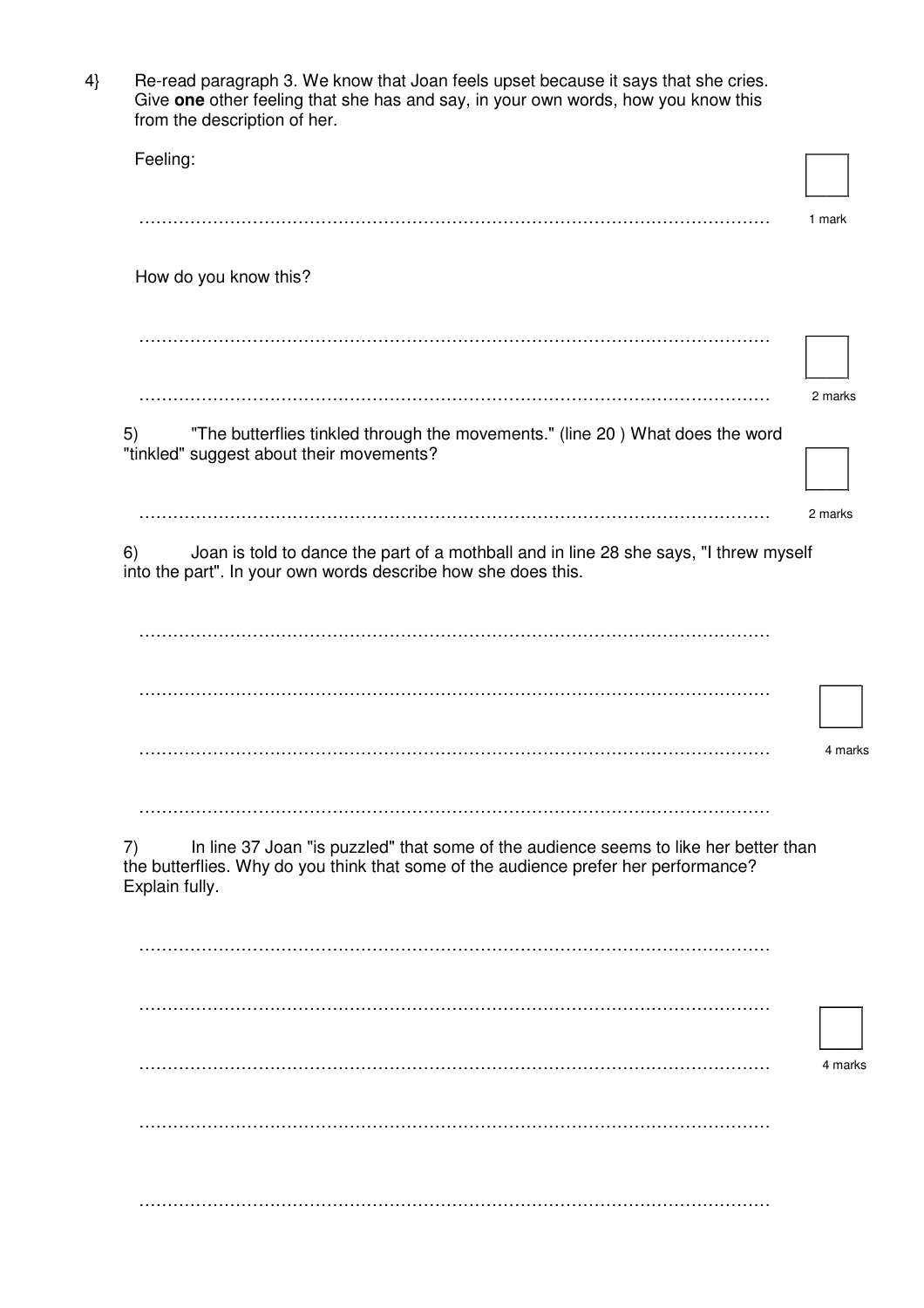4} Re-read paragraph 3. We know that Joan feels upset because it says that she cries. Give **one** other feeling that she has and say, in your own words, how you know this from the description of her.

Feeling:

………………………………………………………………………………………………… 1 mark

How do you know this?

…………………………………………………………………………………………………

………………………………………………………………………………………………… 2 marks

5) "The butterflies tinkled through the movements." (line 20 ) What does the word "tinkled" suggest about their movements?

………………………………………………………………………………………………… 2 marks

6) Joan is told to dance the part of a mothball and in line 28 she says, "I threw myself into the part". In your own words describe how she does this.

…………………………………………………………………………………………………

…………………………………………………………………………………………………

………………………………………………………………………………………………… 4 marks

…………………………………………………………………………………………………

7) In line 37 Joan "is puzzled" that some of the audience seems to like her better than the butterflies. Why do you think that some of the audience prefer her performance? Explain fully.

…………………………………………………………………………………………………

…………………………………………………………………………………………………

………………………………………………………………………………………………… 4 marks

…………………………………………………………………………………………………

…………………………………………………………………………………………………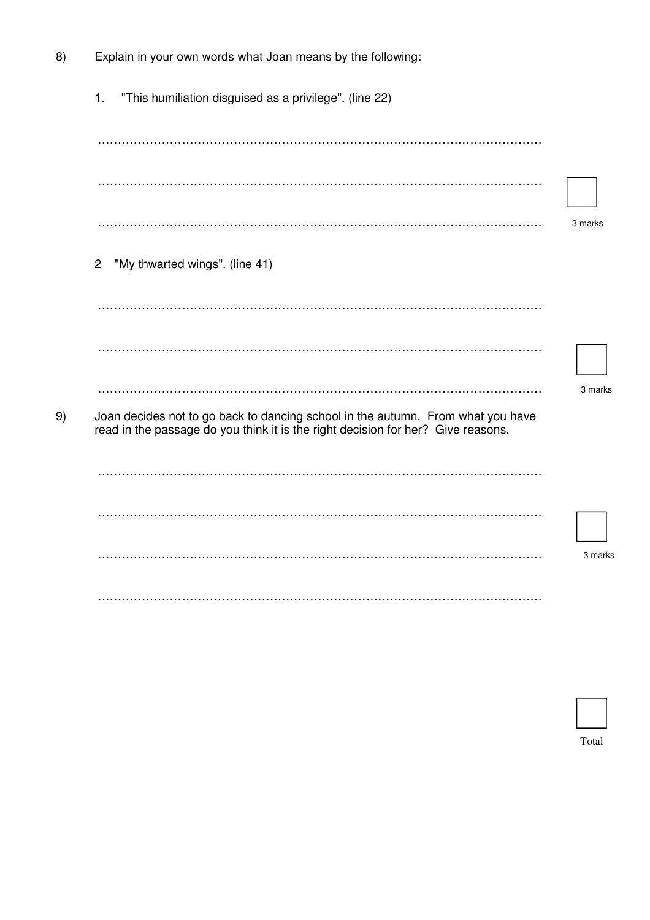8) Explain in your own words what Joan means by the following:

1. "This humiliation disguised as a privilege". (line 22)

…………………………………………………………………………………………………

…………………………………………………………………………………………………

………………………………………………………………………………………………… 3 marks

2 "My thwarted wings". (line 41)

…………………………………………………………………………………………………

…………………………………………………………………………………………………

………………………………………………………………………………………………… 3 marks

9) Joan decides not to go back to dancing school in the autumn. From what you have read in the passage do you think it is the right decision for her? Give reasons.

…………………………………………………………………………………………………

…………………………………………………………………………………………………

………………………………………………………………………………………………… 3 marks

…………………………………………………………………………………………………

Total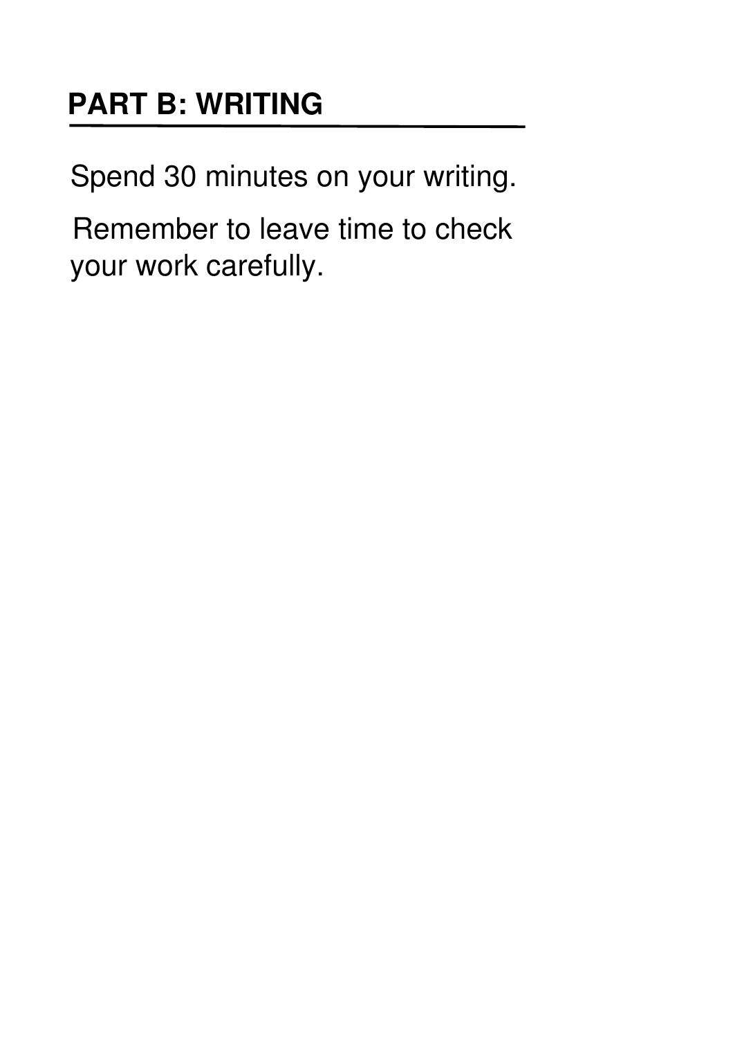## PART B: WRITING

Spend 30 minutes on your writing.

Remember to leave time to check your work carefully.